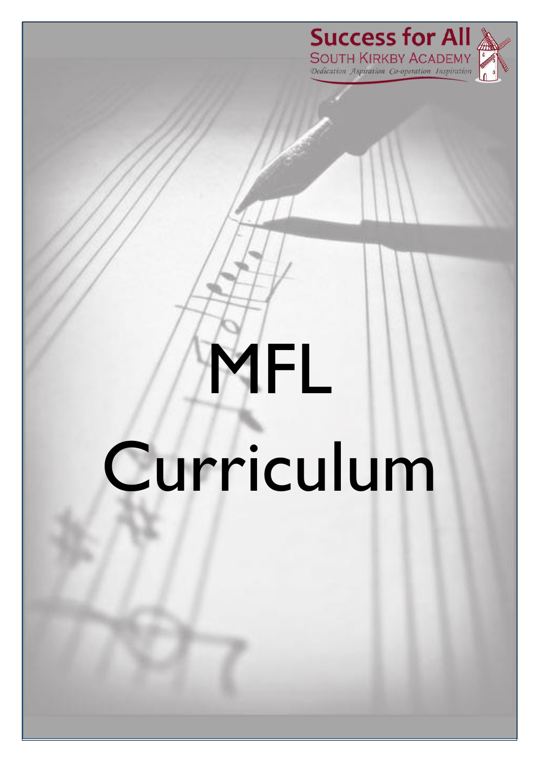Success for All
SOUTH KIRKBY ACADEMY
*Dedication Aspiration Co-operation Inspiration*

# MFL Curriculum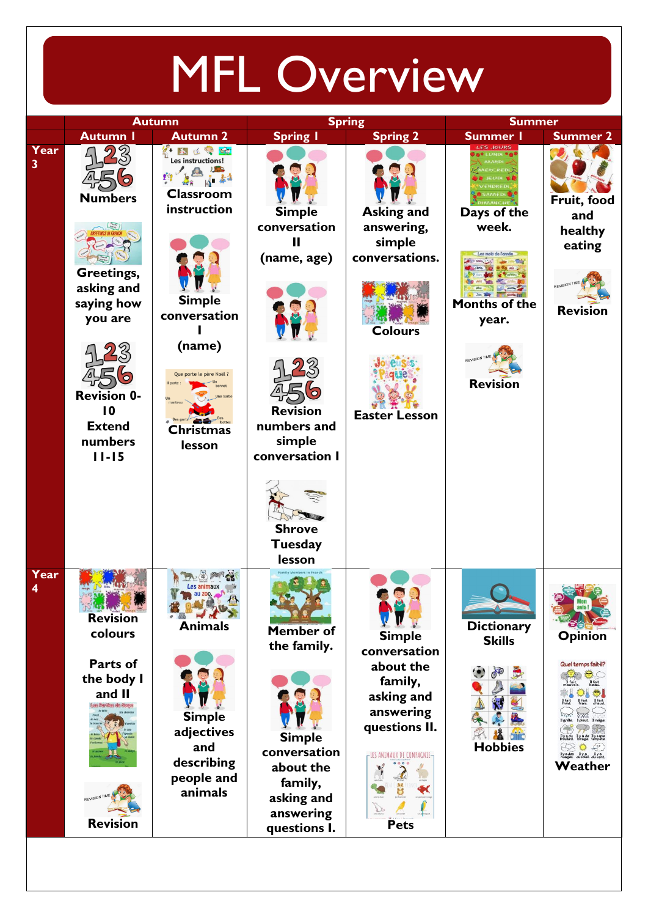# MFL Overview

| | Autumn | | Spring | | Summer | |
|---|---|---|---|---|---|---|
| | Autumn 1 | Autumn 2 | Spring 1 | Spring 2 | Summer 1 | Summer 2 |
| Year 3 | Numbers<br><br>Greetings, asking and saying how you are<br><br>Revision 0-10 Extend numbers 11-15 | Classroom instruction<br><br>Simple conversation I (name)<br><br>Christmas lesson | Simple conversation II (name, age)<br><br>Revision numbers and simple conversation I<br><br>Shrove Tuesday lesson | Asking and answering, simple conversations.<br><br>Colours<br><br>Easter Lesson | Days of the week.<br><br>Months of the year.<br><br>Revision | Fruit, food and healthy eating<br><br>Revision |
| Year 4 | Revision colours<br><br>Parts of the body I and II<br><br>Revision | Animals<br><br>Simple adjectives and describing people and animals | Member of the family.<br><br>Simple conversation about the family, asking and answering questions I. | Simple conversation about the family, asking and answering questions II.<br><br>Pets | Dictionary Skills<br><br>Hobbies | Opinion<br><br>Weather |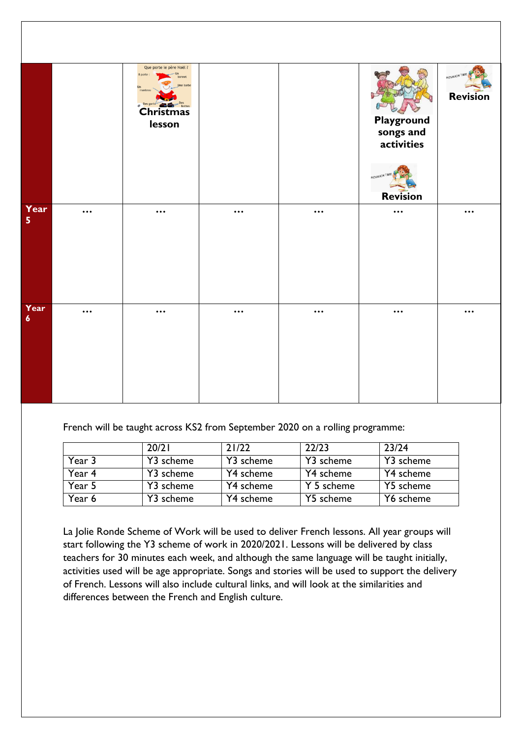| | | | | | | |
|---|---|---|---|---|---|---|
| | | Que porte le père Noël ? Il porte : Un bonnet, Une barbe, Un manteau, Des gants, Des bottes **Christmas lesson** | | | **Playground songs and activities** **Revision** | **Revision** |
| **Year 5** | … | … | … | … | … | … |
| **Year 6** | … | … | … | … | … | … |

French will be taught across KS2 from September 2020 on a rolling programme:

| | 20/21 | 21/22 | 22/23 | 23/24 |
|---|---|---|---|---|
| Year 3 | Y3 scheme | Y3 scheme | Y3 scheme | Y3 scheme |
| Year 4 | Y3 scheme | Y4 scheme | Y4 scheme | Y4 scheme |
| Year 5 | Y3 scheme | Y4 scheme | Y 5 scheme | Y5 scheme |
| Year 6 | Y3 scheme | Y4 scheme | Y5 scheme | Y6 scheme |

La Jolie Ronde Scheme of Work will be used to deliver French lessons. All year groups will start following the Y3 scheme of work in 2020/2021. Lessons will be delivered by class teachers for 30 minutes each week, and although the same language will be taught initially, activities used will be age appropriate. Songs and stories will be used to support the delivery of French. Lessons will also include cultural links, and will look at the similarities and differences between the French and English culture.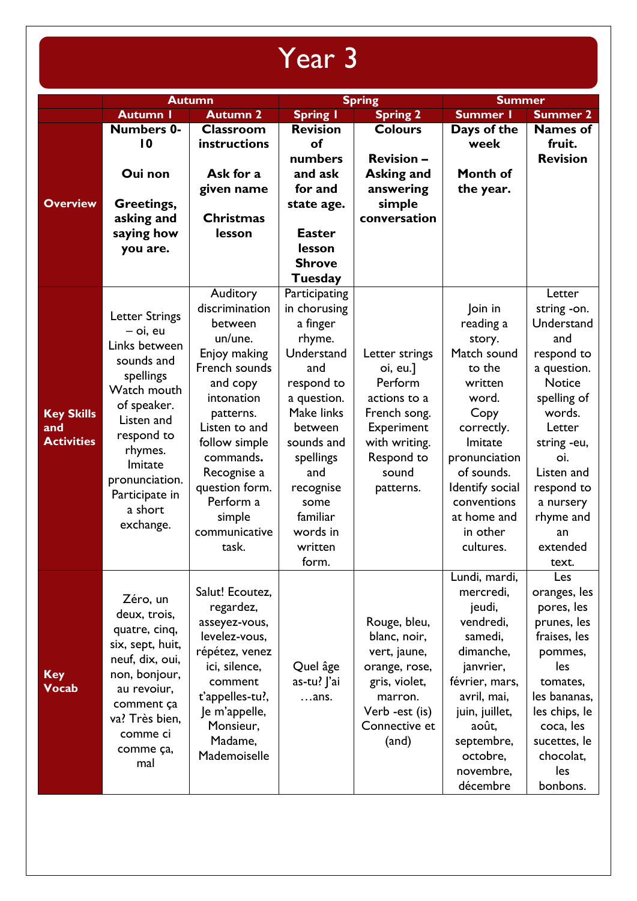# Year 3

| | Autumn | | Spring | | Summer | |
|---|---|---|---|---|---|---|
| | **Autumn 1** | **Autumn 2** | **Spring 1** | **Spring 2** | **Summer 1** | **Summer 2** |
| **Overview** | **Numbers 0-10**<br><br>**Oui non**<br><br>**Greetings, asking and saying how you are.** | **Classroom instructions**<br><br>**Ask for a given name**<br><br>**Christmas lesson** | **Revision of numbers and ask for and state age.**<br><br>**Easter lesson**<br>**Shrove Tuesday** | **Colours**<br><br>**Revision – Asking and answering simple conversation** | **Days of the week**<br><br>**Month of the year.** | **Names of fruit.**<br>**Revision** |
| **Key Skills and Activities** | Letter Strings – oi, eu<br>Links between sounds and spellings<br>Watch mouth of speaker.<br>Listen and respond to rhymes.<br>Imitate pronunciation.<br>Participate in a short exchange. | Auditory discrimination between un/une.<br>Enjoy making French sounds and copy intonation patterns.<br>Listen to and follow simple commands**.**<br>Recognise a question form.<br>Perform a simple communicative task. | Participating in chorusing a finger rhyme.<br>Understand and respond to a question.<br>Make links between sounds and spellings and recognise some familiar words in written form. | Letter strings oi, eu.]<br>Perform actions to a French song.<br>Experiment with writing.<br>Respond to sound patterns. | Join in reading a story.<br>Match sound to the written word.<br>Copy correctly.<br>Imitate pronunciation of sounds.<br>Identify social conventions at home and in other cultures. | Letter string -on.<br>Understand and respond to a question.<br>Notice spelling of words.<br>Letter string -eu, oi.<br>Listen and respond to a nursery rhyme and an extended text. |
| **Key Vocab** | Zéro, un deux, trois, quatre, cinq, six, sept, huit, neuf, dix, oui, non, bonjour, au revoiur, comment ça va? Très bien, comme ci comme ça, mal | Salut! Ecoutez, regardez, asseyez-vous, levelez-vous, répétez, venez ici, silence, comment t'appelles-tu?, Je m'appelle, Monsieur, Madame, Mademoiselle | Quel âge as-tu? J'ai …ans. | Rouge, bleu, blanc, noir, vert, jaune, orange, rose, gris, violet, marron.<br>Verb -est (is)<br>Connective et (and) | Lundi, mardi, mercredi, jeudi, vendredi, samedi, dimanche, janvrier, février, mars, avril, mai, juin, juillet, août, septembre, octobre, novembre, décembre | Les oranges, les pores, les prunes, les fraises, les pommes, les tomates, les bananas, les chips, le coca, les sucettes, le chocolat, les bonbons. |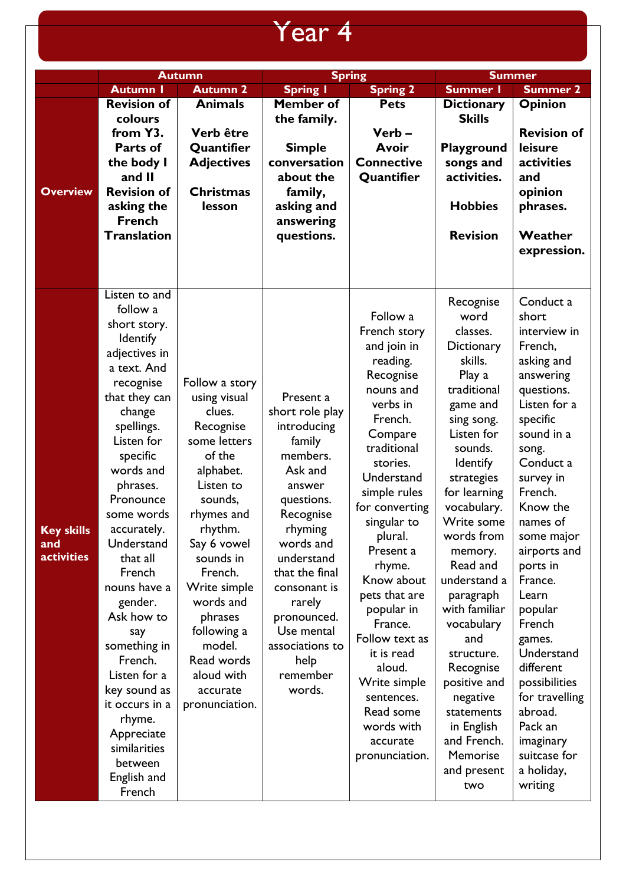# Year 4

| | Autumn | | Spring | | Summer | |
|---|---|---|---|---|---|---|
| | **Autumn 1** | **Autumn 2** | **Spring 1** | **Spring 2** | **Summer 1** | **Summer 2** |
| **Overview** | **Revision of colours from Y3. Parts of the body I and II Revision of asking the French Translation** | **Animals**<br><br>**Verb être Quantifier Adjectives**<br><br>**Christmas lesson** | **Member of the family.**<br><br>**Simple conversation about the family, asking and answering questions.** | **Pets**<br><br>**Verb – Avoir Connective Quantifier** | **Dictionary Skills**<br><br>**Playground songs and activities.**<br><br>**Hobbies**<br><br>**Revision** | **Opinion**<br><br>**Revision of leisure activities and opinion phrases.**<br><br>**Weather expression.** |
| **Key skills and activities** | Listen to and follow a short story. Identify adjectives in a text. And recognise that they can change spellings. Listen for specific words and phrases. Pronounce some words accurately. Understand that all French nouns have a gender. Ask how to say something in French. Listen for a key sound as it occurs in a rhyme. Appreciate similarities between English and French | Follow a story using visual clues. Recognise some letters of the alphabet. Listen to sounds, rhymes and rhythm. Say 6 vowel sounds in French. Write simple words and phrases following a model. Read words aloud with accurate pronunciation. | Present a short role play introducing family members. Ask and answer questions. Recognise rhyming words and understand that the final consonant is rarely pronounced. Use mental associations to help remember words. | Follow a French story and join in reading. Recognise nouns and verbs in French. Compare traditional stories. Understand simple rules for converting singular to plural. Present a rhyme. Know about pets that are popular in France. Follow text as it is read aloud. Write simple sentences. Read some words with accurate pronunciation. | Recognise word classes. Dictionary skills. Play a traditional game and sing song. Listen for sounds. Identify strategies for learning vocabulary. Write some words from memory. Read and understand a paragraph with familiar vocabulary and structure. Recognise positive and negative statements in English and French. Memorise and present two | Conduct a short interview in French, asking and answering questions. Listen for a specific sound in a song. Conduct a survey in French. Know the names of some major airports and ports in France. Learn popular French games. Understand different possibilities for travelling abroad. Pack an imaginary suitcase for a holiday, writing |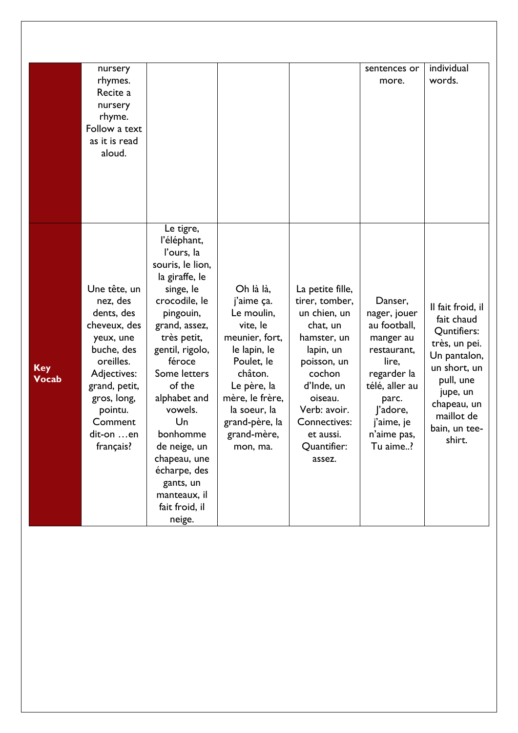| | | | | | | |
|---|---|---|---|---|---|---|
| | nursery rhymes. Recite a nursery rhyme. Follow a text as it is read aloud. | | | | sentences or more. | individual words. |
| **Key Vocab** | Une tête, un nez, des dents, des cheveux, des yeux, une buche, des oreilles. Adjectives: grand, petit, gros, long, pointu. Comment dit-on …en français? | Le tigre, l'éléphant, l'ours, la souris, le lion, la giraffe, le singe, le crocodile, le pingouin, grand, assez, très petit, gentil, rigolo, féroce Some letters of the alphabet and vowels. Un bonhomme de neige, un chapeau, une écharpe, des gants, un manteaux, il fait froid, il neige. | Oh là là, j'aime ça. Le moulin, vite, le meunier, fort, le lapin, le Poulet, le châton. Le père, la mère, le frère, la soeur, la grand-père, la grand-mère, mon, ma. | La petite fille, tirer, tomber, un chien, un chat, un hamster, un lapin, un poisson, un cochon d'Inde, un oiseau. Verb: avoir. Connectives: et aussi. Quantifier: assez. | Danser, nager, jouer au football, manger au restaurant, lire, regarder la télé, aller au parc. J'adore, j'aime, je n'aime pas, Tu aime..? | Il fait froid, il fait chaud Quntifiers: très, un pei. Un pantalon, un short, un pull, une jupe, un chapeau, un maillot de bain, un tee-shirt. |